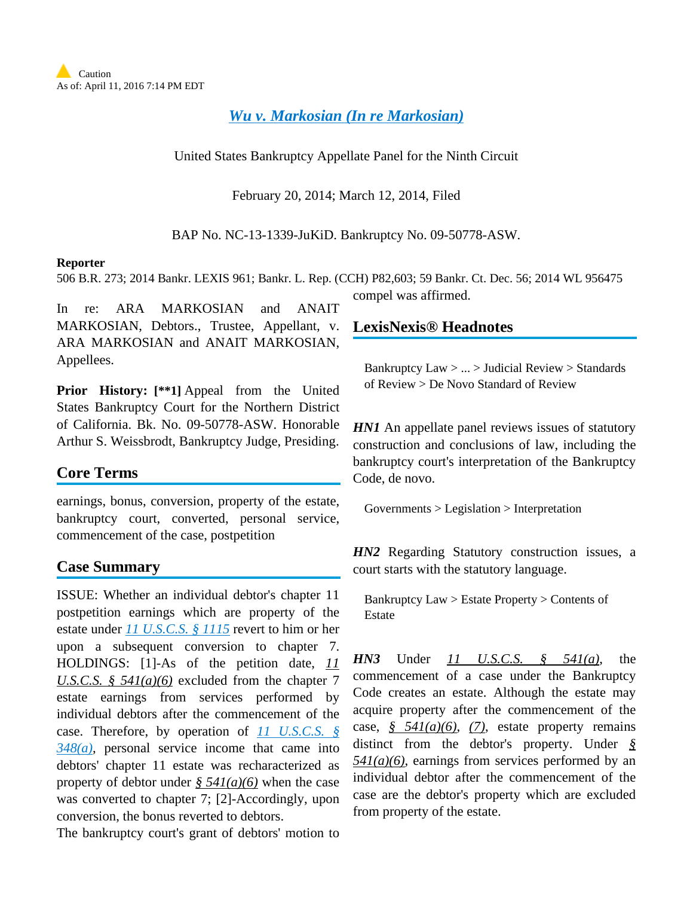Caution
As of: April 11, 2016 7:14 PM EDT

# Wu v. Markosian (In re Markosian)

United States Bankruptcy Appellate Panel for the Ninth Circuit

February 20, 2014; March 12, 2014, Filed

BAP No. NC-13-1339-JuKiD. Bankruptcy No. 09-50778-ASW.

**Reporter**

506 B.R. 273; 2014 Bankr. LEXIS 961; Bankr. L. Rep. (CCH) P82,603; 59 Bankr. Ct. Dec. 56; 2014 WL 956475

In re: ARA MARKOSIAN and ANAIT MARKOSIAN, Debtors., Trustee, Appellant, v. ARA MARKOSIAN and ANAIT MARKOSIAN, Appellees.

**Prior History: [**1]** Appeal from the United States Bankruptcy Court for the Northern District of California. Bk. No. 09-50778-ASW. Honorable Arthur S. Weissbrodt, Bankruptcy Judge, Presiding.

## Core Terms

earnings, bonus, conversion, property of the estate, bankruptcy court, converted, personal service, commencement of the case, postpetition

## Case Summary

ISSUE: Whether an individual debtor's chapter 11 postpetition earnings which are property of the estate under 11 U.S.C.S. § 1115 revert to him or her upon a subsequent conversion to chapter 7. HOLDINGS: [1]-As of the petition date, 11 U.S.C.S. § 541(a)(6) excluded from the chapter 7 estate earnings from services performed by individual debtors after the commencement of the case. Therefore, by operation of 11 U.S.C.S. § 348(a), personal service income that came into debtors' chapter 11 estate was recharacterized as property of debtor under § 541(a)(6) when the case was converted to chapter 7; [2]-Accordingly, upon conversion, the bonus reverted to debtors.

The bankruptcy court's grant of debtors' motion to compel was affirmed.

## LexisNexis® Headnotes

Bankruptcy Law > ... > Judicial Review > Standards of Review > De Novo Standard of Review

***HN1*** An appellate panel reviews issues of statutory construction and conclusions of law, including the bankruptcy court's interpretation of the Bankruptcy Code, de novo.

Governments > Legislation > Interpretation

***HN2*** Regarding Statutory construction issues, a court starts with the statutory language.

Bankruptcy Law > Estate Property > Contents of Estate

***HN3*** Under 11 U.S.C.S. § 541(a), the commencement of a case under the Bankruptcy Code creates an estate. Although the estate may acquire property after the commencement of the case, § 541(a)(6), (7), estate property remains distinct from the debtor's property. Under § 541(a)(6), earnings from services performed by an individual debtor after the commencement of the case are the debtor's property which are excluded from property of the estate.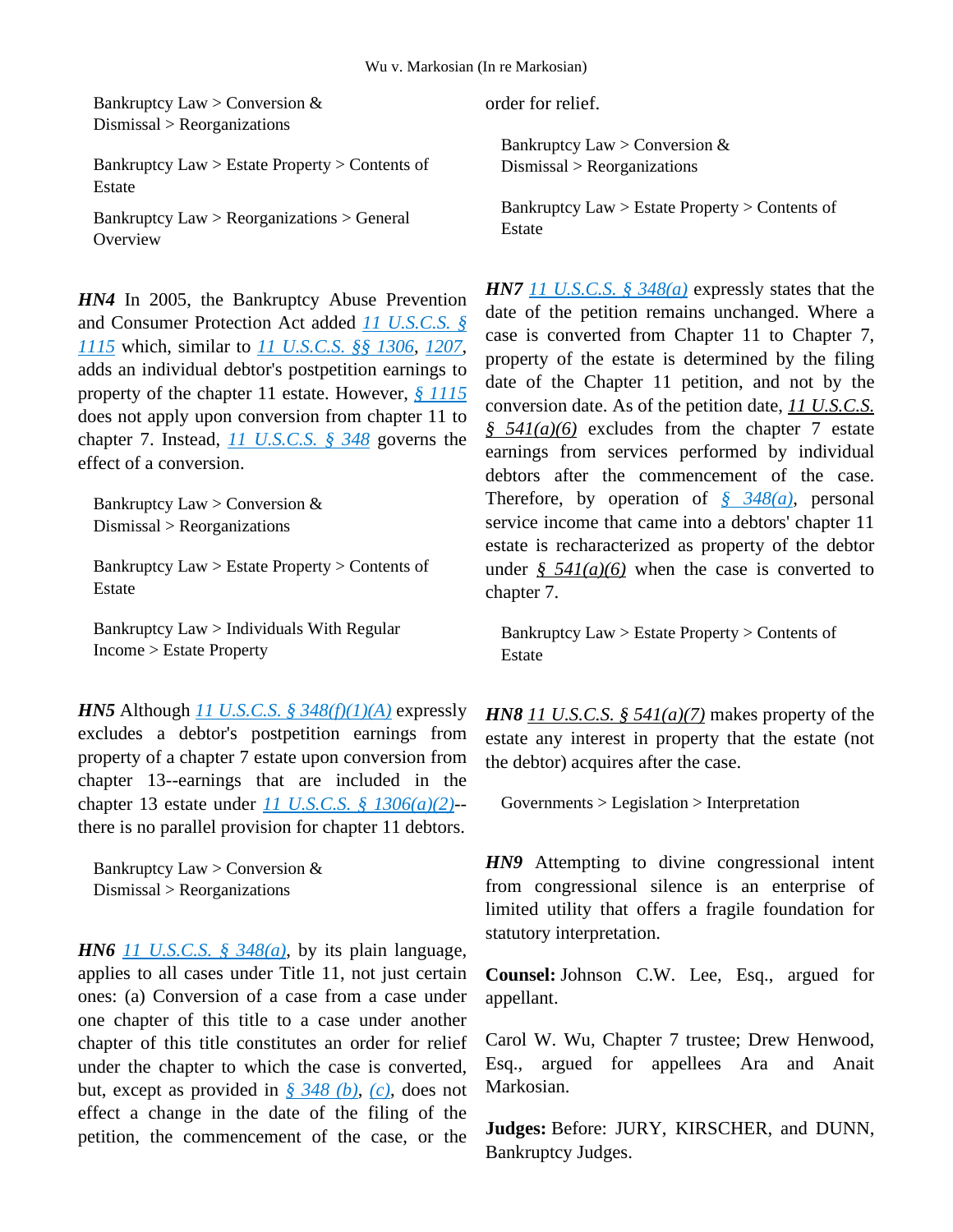Bankruptcy Law > Conversion & Dismissal > Reorganizations

Bankruptcy Law > Estate Property > Contents of Estate

Bankruptcy Law > Reorganizations > General Overview

***HN4*** In 2005, the Bankruptcy Abuse Prevention and Consumer Protection Act added 11 U.S.C.S. § 1115 which, similar to 11 U.S.C.S. §§ 1306, 1207, adds an individual debtor's postpetition earnings to property of the chapter 11 estate. However, § 1115 does not apply upon conversion from chapter 11 to chapter 7. Instead, 11 U.S.C.S. § 348 governs the effect of a conversion.

Bankruptcy Law > Conversion & Dismissal > Reorganizations

Bankruptcy Law > Estate Property > Contents of Estate

Bankruptcy Law > Individuals With Regular Income > Estate Property

***HN5*** Although 11 U.S.C.S. § 348(f)(1)(A) expressly excludes a debtor's postpetition earnings from property of a chapter 7 estate upon conversion from chapter 13--earnings that are included in the chapter 13 estate under 11 U.S.C.S. § 1306(a)(2)--there is no parallel provision for chapter 11 debtors.

Bankruptcy Law > Conversion & Dismissal > Reorganizations

***HN6*** 11 U.S.C.S. § 348(a), by its plain language, applies to all cases under Title 11, not just certain ones: (a) Conversion of a case from a case under one chapter of this title to a case under another chapter of this title constitutes an order for relief under the chapter to which the case is converted, but, except as provided in § 348 (b), (c), does not effect a change in the date of the filing of the petition, the commencement of the case, or the order for relief.

Bankruptcy Law > Conversion & Dismissal > Reorganizations

Bankruptcy Law > Estate Property > Contents of Estate

***HN7*** 11 U.S.C.S. § 348(a) expressly states that the date of the petition remains unchanged. Where a case is converted from Chapter 11 to Chapter 7, property of the estate is determined by the filing date of the Chapter 11 petition, and not by the conversion date. As of the petition date, 11 U.S.C.S. § 541(a)(6) excludes from the chapter 7 estate earnings from services performed by individual debtors after the commencement of the case. Therefore, by operation of § 348(a), personal service income that came into a debtors' chapter 11 estate is recharacterized as property of the debtor under § 541(a)(6) when the case is converted to chapter 7.

Bankruptcy Law > Estate Property > Contents of Estate

***HN8*** 11 U.S.C.S. § 541(a)(7) makes property of the estate any interest in property that the estate (not the debtor) acquires after the case.

Governments > Legislation > Interpretation

***HN9*** Attempting to divine congressional intent from congressional silence is an enterprise of limited utility that offers a fragile foundation for statutory interpretation.

**Counsel:** Johnson C.W. Lee, Esq., argued for appellant.

Carol W. Wu, Chapter 7 trustee; Drew Henwood, Esq., argued for appellees Ara and Anait Markosian.

**Judges:** Before: JURY, KIRSCHER, and DUNN, Bankruptcy Judges.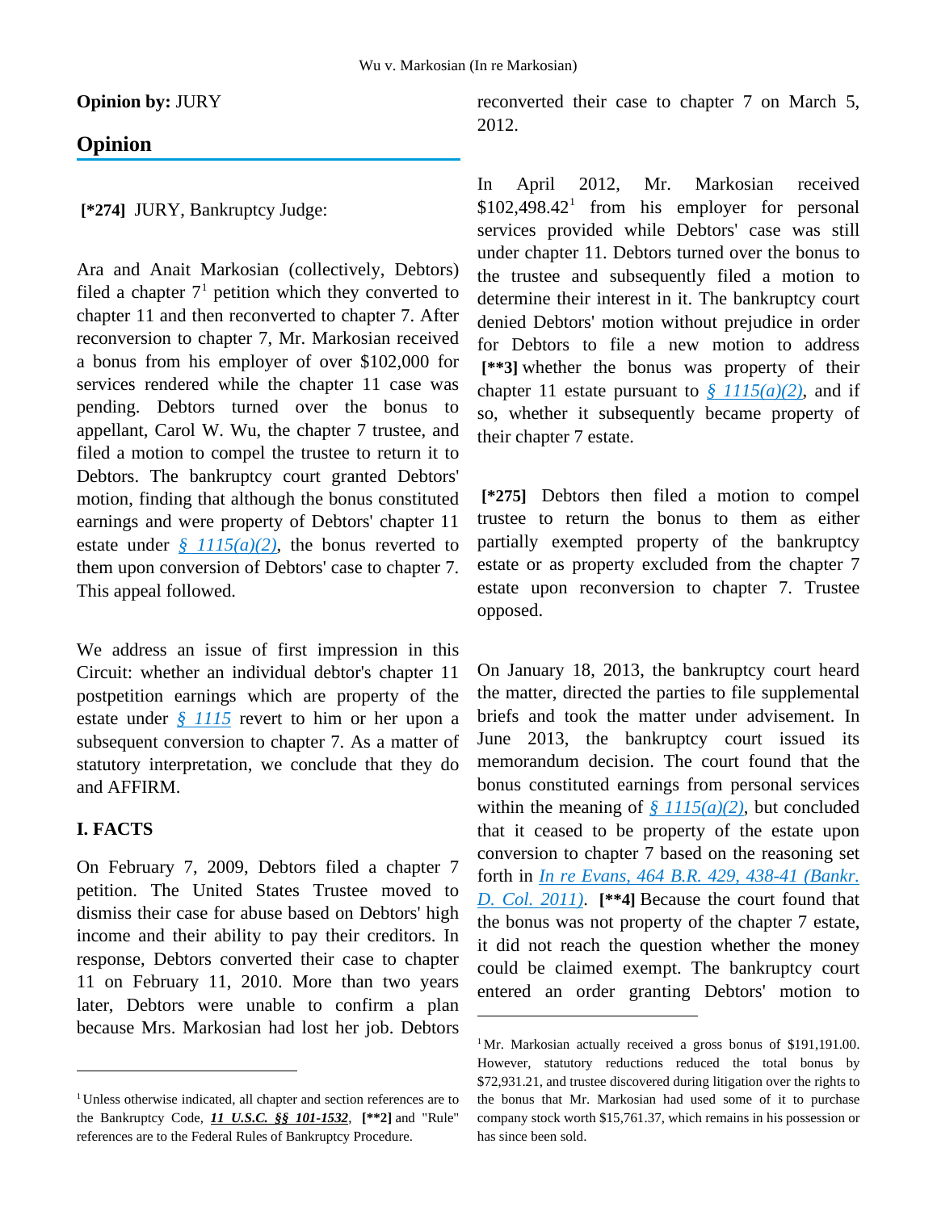**Opinion by:** JURY

## Opinion

**[*274]** JURY, Bankruptcy Judge:

Ara and Anait Markosian (collectively, Debtors) filed a chapter 7[1] petition which they converted to chapter 11 and then reconverted to chapter 7. After reconversion to chapter 7, Mr. Markosian received a bonus from his employer of over $102,000 for services rendered while the chapter 11 case was pending. Debtors turned over the bonus to appellant, Carol W. Wu, the chapter 7 trustee, and filed a motion to compel the trustee to return it to Debtors. The bankruptcy court granted Debtors' motion, finding that although the bonus constituted earnings and were property of Debtors' chapter 11 estate under *§ 1115(a)(2)*, the bonus reverted to them upon conversion of Debtors' case to chapter 7. This appeal followed.

We address an issue of first impression in this Circuit: whether an individual debtor's chapter 11 postpetition earnings which are property of the estate under *§ 1115* revert to him or her upon a subsequent conversion to chapter 7. As a matter of statutory interpretation, we conclude that they do and AFFIRM.

### I. FACTS

On February 7, 2009, Debtors filed a chapter 7 petition. The United States Trustee moved to dismiss their case for abuse based on Debtors' high income and their ability to pay their creditors. In response, Debtors converted their case to chapter 11 on February 11, 2010. More than two years later, Debtors were unable to confirm a plan because Mrs. Markosian had lost her job. Debtors reconverted their case to chapter 7 on March 5, 2012.

In April 2012, Mr. Markosian received $102,498.42[1] from his employer for personal services provided while Debtors' case was still under chapter 11. Debtors turned over the bonus to the trustee and subsequently filed a motion to determine their interest in it. The bankruptcy court denied Debtors' motion without prejudice in order for Debtors to file a new motion to address **[**3]** whether the bonus was property of their chapter 11 estate pursuant to *§ 1115(a)(2)*, and if so, whether it subsequently became property of their chapter 7 estate.

**[*275]** Debtors then filed a motion to compel trustee to return the bonus to them as either partially exempted property of the bankruptcy estate or as property excluded from the chapter 7 estate upon reconversion to chapter 7. Trustee opposed.

On January 18, 2013, the bankruptcy court heard the matter, directed the parties to file supplemental briefs and took the matter under advisement. In June 2013, the bankruptcy court issued its memorandum decision. The court found that the bonus constituted earnings from personal services within the meaning of *§ 1115(a)(2)*, but concluded that it ceased to be property of the estate upon conversion to chapter 7 based on the reasoning set forth in *In re Evans, 464 B.R. 429, 438-41 (Bankr. D. Col. 2011)*. **[**4]** Because the court found that the bonus was not property of the chapter 7 estate, it did not reach the question whether the money could be claimed exempt. The bankruptcy court entered an order granting Debtors' motion to

---

[1] Unless otherwise indicated, all chapter and section references are to the Bankruptcy Code, ***11 U.S.C. §§ 101-1532***, **[**2]** and "Rule" references are to the Federal Rules of Bankruptcy Procedure.

[1] Mr. Markosian actually received a gross bonus of $191,191.00. However, statutory reductions reduced the total bonus by $72,931.21, and trustee discovered during litigation over the rights to the bonus that Mr. Markosian had used some of it to purchase company stock worth $15,761.37, which remains in his possession or has since been sold.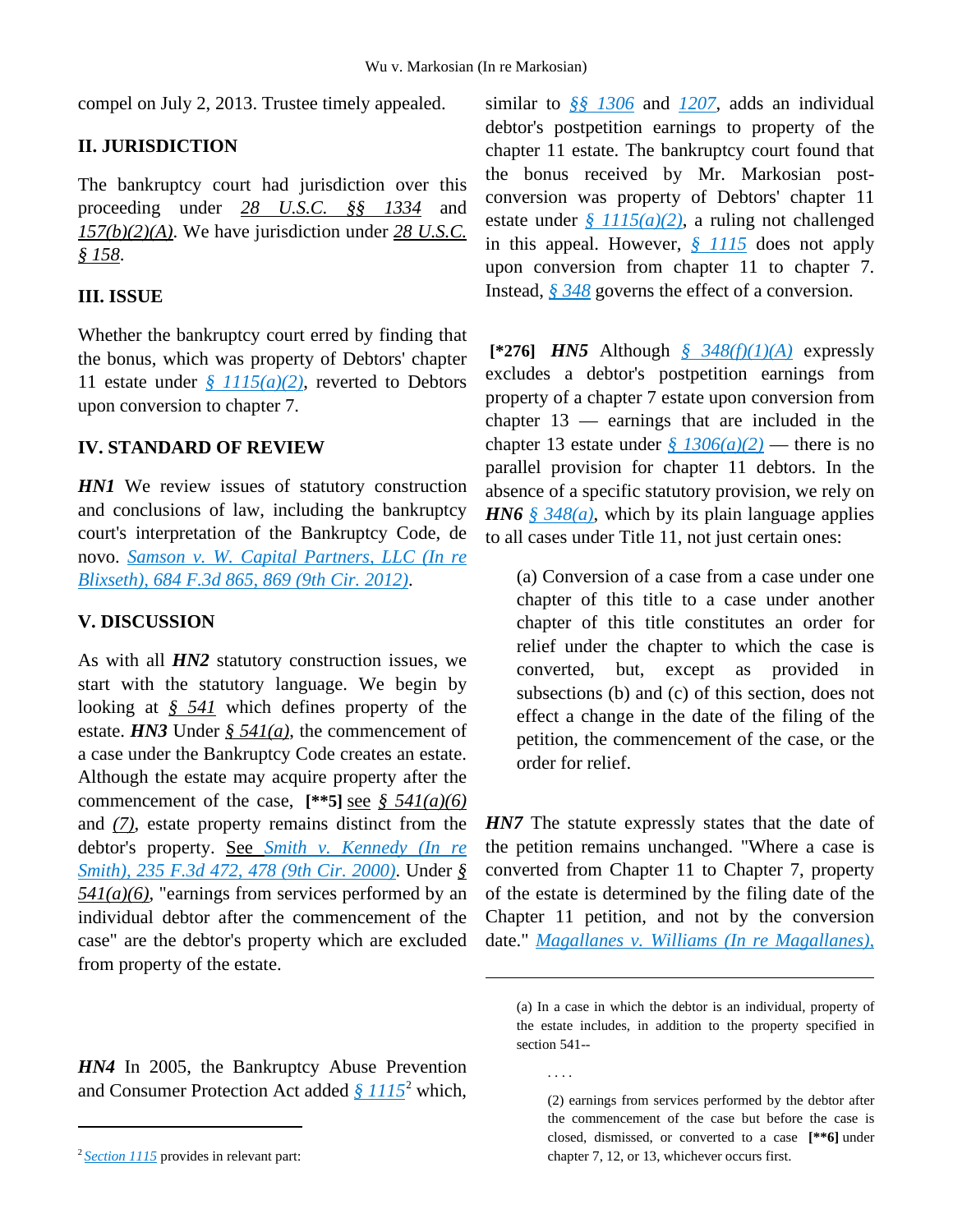compel on July 2, 2013. Trustee timely appealed.

## II. JURISDICTION

The bankruptcy court had jurisdiction over this proceeding under 28 U.S.C. §§ 1334 and 157(b)(2)(A). We have jurisdiction under 28 U.S.C. § 158.

## III. ISSUE

Whether the bankruptcy court erred by finding that the bonus, which was property of Debtors' chapter 11 estate under § 1115(a)(2), reverted to Debtors upon conversion to chapter 7.

## IV. STANDARD OF REVIEW

***HN1*** We review issues of statutory construction and conclusions of law, including the bankruptcy court's interpretation of the Bankruptcy Code, de novo. *Samson v. W. Capital Partners, LLC (In re Blixseth), 684 F.3d 865, 869 (9th Cir. 2012)*.

## V. DISCUSSION

As with all ***HN2*** statutory construction issues, we start with the statutory language. We begin by looking at § 541 which defines property of the estate. ***HN3*** Under § 541(a), the commencement of a case under the Bankruptcy Code creates an estate. Although the estate may acquire property after the commencement of the case, **[\*\*5]** see § 541(a)(6) and (7), estate property remains distinct from the debtor's property. See *Smith v. Kennedy (In re Smith), 235 F.3d 472, 478 (9th Cir. 2000)*. Under § 541(a)(6), "earnings from services performed by an individual debtor after the commencement of the case" are the debtor's property which are excluded from property of the estate.

***HN4*** In 2005, the Bankruptcy Abuse Prevention and Consumer Protection Act added § 1115[2] which, similar to §§ 1306 and 1207, adds an individual debtor's postpetition earnings to property of the chapter 11 estate. The bankruptcy court found that the bonus received by Mr. Markosian post-conversion was property of Debtors' chapter 11 estate under § 1115(a)(2), a ruling not challenged in this appeal. However, § 1115 does not apply upon conversion from chapter 11 to chapter 7. Instead, § 348 governs the effect of a conversion.

**[\*276]** ***HN5*** Although § 348(f)(1)(A) expressly excludes a debtor's postpetition earnings from property of a chapter 7 estate upon conversion from chapter 13 — earnings that are included in the chapter 13 estate under § 1306(a)(2) — there is no parallel provision for chapter 11 debtors. In the absence of a specific statutory provision, we rely on ***HN6*** § 348(a), which by its plain language applies to all cases under Title 11, not just certain ones:

> (a) Conversion of a case from a case under one chapter of this title to a case under another chapter of this title constitutes an order for relief under the chapter to which the case is converted, but, except as provided in subsections (b) and (c) of this section, does not effect a change in the date of the filing of the petition, the commencement of the case, or the order for relief.

***HN7*** The statute expressly states that the date of the petition remains unchanged. "Where a case is converted from Chapter 11 to Chapter 7, property of the estate is determined by the filing date of the Chapter 11 petition, and not by the conversion date." *Magallanes v. Williams (In re Magallanes),*

---

[2] Section 1115 provides in relevant part:

> (a) In a case in which the debtor is an individual, property of the estate includes, in addition to the property specified in section 541--
>
> . . . .
>
> (2) earnings from services performed by the debtor after the commencement of the case but before the case is closed, dismissed, or converted to a case **[\*\*6]** under chapter 7, 12, or 13, whichever occurs first.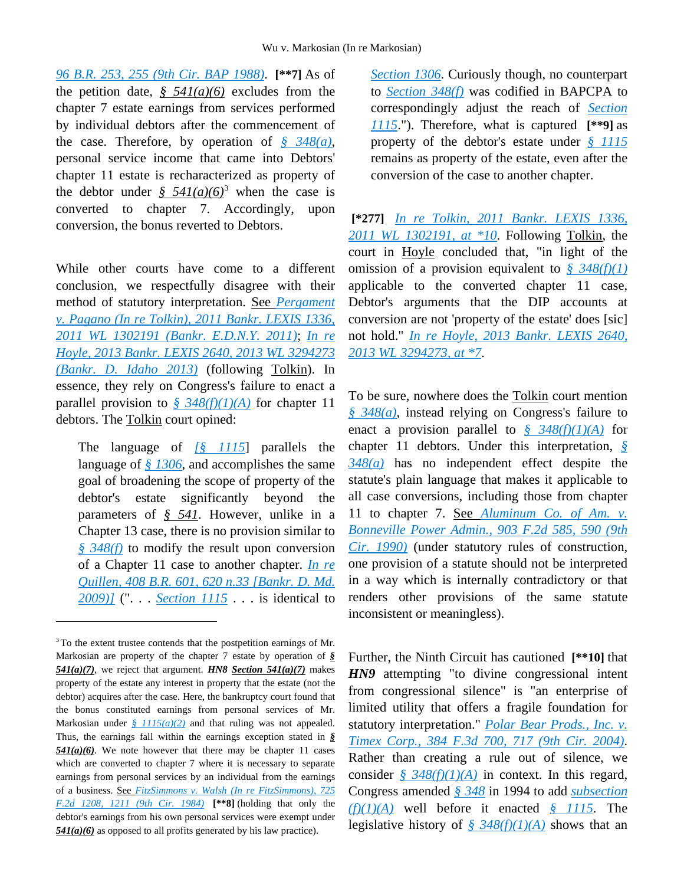96 B.R. 253, 255 (9th Cir. BAP 1988). [**7] As of the petition date, *§ 541(a)(6)* excludes from the chapter 7 estate earnings from services performed by individual debtors after the commencement of the case. Therefore, by operation of *§ 348(a)*, personal service income that came into Debtors' chapter 11 estate is recharacterized as property of the debtor under *§ 541(a)(6)*[3] when the case is converted to chapter 7. Accordingly, upon conversion, the bonus reverted to Debtors.

While other courts have come to a different conclusion, we respectfully disagree with their method of statutory interpretation. See *Pergament v. Pagano (In re Tolkin), 2011 Bankr. LEXIS 1336, 2011 WL 1302191 (Bankr. E.D.N.Y. 2011)*; *In re Hoyle, 2013 Bankr. LEXIS 2640, 2013 WL 3294273 (Bankr. D. Idaho 2013)* (following Tolkin). In essence, they rely on Congress's failure to enact a parallel provision to *§ 348(f)(1)(A)* for chapter 11 debtors. The Tolkin court opined:

> The language of [*§ 1115*] parallels the language of *§ 1306*, and accomplishes the same goal of broadening the scope of property of the debtor's estate significantly beyond the parameters of *§ 541*. However, unlike in a Chapter 13 case, there is no provision similar to *§ 348(f)* to modify the result upon conversion of a Chapter 11 case to another chapter. *In re Quillen, 408 B.R. 601, 620 n.33 [Bankr. D. Md. 2009)]* (". . . *Section 1115* . . . is identical to *Section 1306*. Curiously though, no counterpart to *Section 348(f)* was codified in BAPCPA to correspondingly adjust the reach of *Section 1115*."). Therefore, what is captured [**9] as property of the debtor's estate under *§ 1115* remains as property of the estate, even after the conversion of the case to another chapter.

[*277] *In re Tolkin, 2011 Bankr. LEXIS 1336, 2011 WL 1302191, at *10*. Following Tolkin, the court in Hoyle concluded that, "in light of the omission of a provision equivalent to *§ 348(f)(1)* applicable to the converted chapter 11 case, Debtor's arguments that the DIP accounts at conversion are not 'property of the estate' does [sic] not hold." *In re Hoyle, 2013 Bankr. LEXIS 2640, 2013 WL 3294273, at *7*.

To be sure, nowhere does the Tolkin court mention *§ 348(a)*, instead relying on Congress's failure to enact a provision parallel to *§ 348(f)(1)(A)* for chapter 11 debtors. Under this interpretation, *§ 348(a)* has no independent effect despite the statute's plain language that makes it applicable to all case conversions, including those from chapter 11 to chapter 7. See *Aluminum Co. of Am. v. Bonneville Power Admin., 903 F.2d 585, 590 (9th Cir. 1990)* (under statutory rules of construction, one provision of a statute should not be interpreted in a way which is internally contradictory or that renders other provisions of the same statute inconsistent or meaningless).

Further, the Ninth Circuit has cautioned [**10] that ***HN9*** attempting "to divine congressional intent from congressional silence" is "an enterprise of limited utility that offers a fragile foundation for statutory interpretation." *Polar Bear Prods., Inc. v. Timex Corp., 384 F.3d 700, 717 (9th Cir. 2004)*. Rather than creating a rule out of silence, we consider *§ 348(f)(1)(A)* in context. In this regard, Congress amended *§ 348* in 1994 to add *subsection (f)(1)(A)* well before it enacted *§ 1115*. The legislative history of *§ 348(f)(1)(A)* shows that an

---

[3] To the extent trustee contends that the postpetition earnings of Mr. Markosian are property of the chapter 7 estate by operation of ***§ 541(a)(7)***, we reject that argument. ***HN8*** ***Section 541(a)(7)*** makes property of the estate any interest in property that the estate (not the debtor) acquires after the case. Here, the bankruptcy court found that the bonus constituted earnings from personal services of Mr. Markosian under *§ 1115(a)(2)* and that ruling was not appealed. Thus, the earnings fall within the earnings exception stated in ***§ 541(a)(6)***. We note however that there may be chapter 11 cases which are converted to chapter 7 where it is necessary to separate earnings from personal services by an individual from the earnings of a business. See *FitzSimmons v. Walsh (In re FitzSimmons), 725 F.2d 1208, 1211 (9th Cir. 1984)* [**8] (holding that only the debtor's earnings from his own personal services were exempt under ***541(a)(6)*** as opposed to all profits generated by his law practice).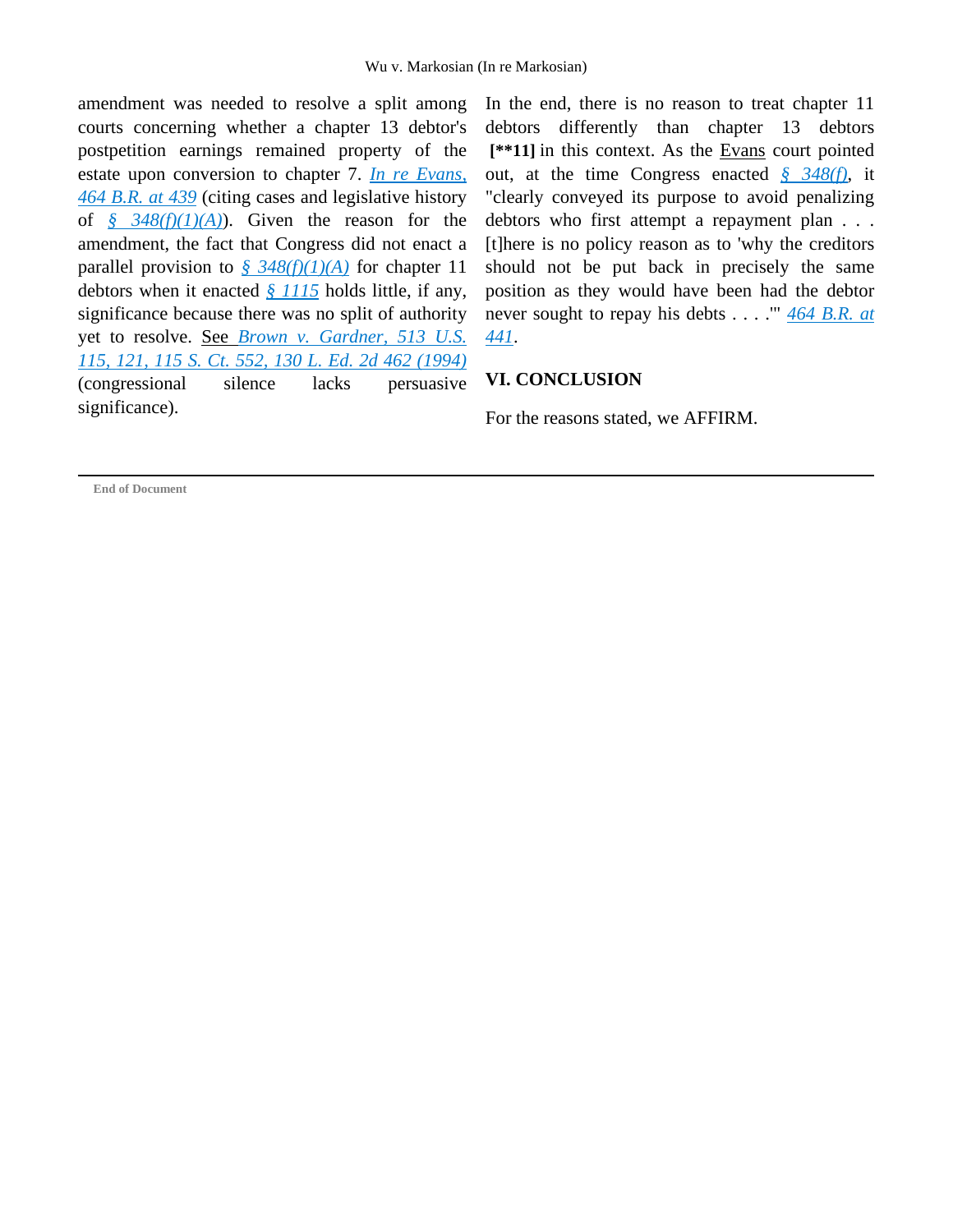amendment was needed to resolve a split among courts concerning whether a chapter 13 debtor's postpetition earnings remained property of the estate upon conversion to chapter 7. *In re Evans, 464 B.R. at 439* (citing cases and legislative history of *§ 348(f)(1)(A)*). Given the reason for the amendment, the fact that Congress did not enact a parallel provision to *§ 348(f)(1)(A)* for chapter 11 debtors when it enacted *§ 1115* holds little, if any, significance because there was no split of authority yet to resolve. See *Brown v. Gardner, 513 U.S. 115, 121, 115 S. Ct. 552, 130 L. Ed. 2d 462 (1994)* (congressional silence lacks persuasive significance).

In the end, there is no reason to treat chapter 11 debtors differently than chapter 13 debtors **[**11]** in this context. As the Evans court pointed out, at the time Congress enacted *§ 348(f)*, it "clearly conveyed its purpose to avoid penalizing debtors who first attempt a repayment plan . . . [t]here is no policy reason as to 'why the creditors should not be put back in precisely the same position as they would have been had the debtor never sought to repay his debts . . . .'" *464 B.R. at 441*.

## VI. CONCLUSION

For the reasons stated, we AFFIRM.

**End of Document**